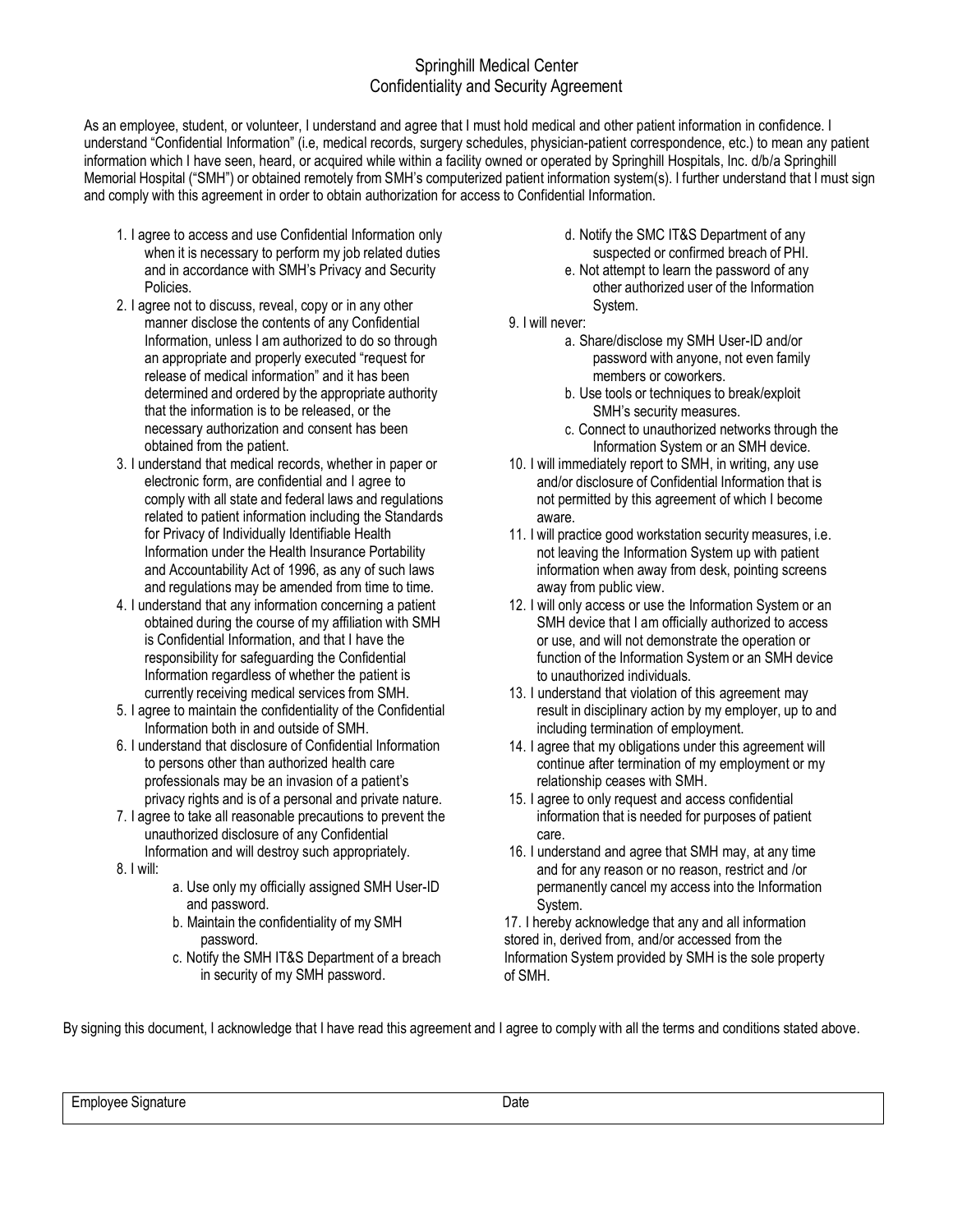# Springhill Medical Center
## Confidentiality and Security Agreement

As an employee, student, or volunteer, I understand and agree that I must hold medical and other patient information in confidence. I understand "Confidential Information" (i.e, medical records, surgery schedules, physician-patient correspondence, etc.) to mean any patient information which I have seen, heard, or acquired while within a facility owned or operated by Springhill Hospitals, Inc. d/b/a Springhill Memorial Hospital ("SMH") or obtained remotely from SMH's computerized patient information system(s). I further understand that I must sign and comply with this agreement in order to obtain authorization for access to Confidential Information.

1. I agree to access and use Confidential Information only when it is necessary to perform my job related duties and in accordance with SMH's Privacy and Security Policies.
2. I agree not to discuss, reveal, copy or in any other manner disclose the contents of any Confidential Information, unless I am authorized to do so through an appropriate and properly executed "request for release of medical information" and it has been determined and ordered by the appropriate authority that the information is to be released, or the necessary authorization and consent has been obtained from the patient.
3. I understand that medical records, whether in paper or electronic form, are confidential and I agree to comply with all state and federal laws and regulations related to patient information including the Standards for Privacy of Individually Identifiable Health Information under the Health Insurance Portability and Accountability Act of 1996, as any of such laws and regulations may be amended from time to time.
4. I understand that any information concerning a patient obtained during the course of my affiliation with SMH is Confidential Information, and that I have the responsibility for safeguarding the Confidential Information regardless of whether the patient is currently receiving medical services from SMH.
5. I agree to maintain the confidentiality of the Confidential Information both in and outside of SMH.
6. I understand that disclosure of Confidential Information to persons other than authorized health care professionals may be an invasion of a patient's privacy rights and is of a personal and private nature.
7. I agree to take all reasonable precautions to prevent the unauthorized disclosure of any Confidential Information and will destroy such appropriately.
8. I will:
   - a. Use only my officially assigned SMH User-ID and password.
   - b. Maintain the confidentiality of my SMH password.
   - c. Notify the SMH IT&S Department of a breach in security of my SMH password.
   - d. Notify the SMC IT&S Department of any suspected or confirmed breach of PHI.
   - e. Not attempt to learn the password of any other authorized user of the Information System.
9. I will never:
   - a. Share/disclose my SMH User-ID and/or password with anyone, not even family members or coworkers.
   - b. Use tools or techniques to break/exploit SMH's security measures.
   - c. Connect to unauthorized networks through the Information System or an SMH device.
10. I will immediately report to SMH, in writing, any use and/or disclosure of Confidential Information that is not permitted by this agreement of which I become aware.
11. I will practice good workstation security measures, i.e. not leaving the Information System up with patient information when away from desk, pointing screens away from public view.
12. I will only access or use the Information System or an SMH device that I am officially authorized to access or use, and will not demonstrate the operation or function of the Information System or an SMH device to unauthorized individuals.
13. I understand that violation of this agreement may result in disciplinary action by my employer, up to and including termination of employment.
14. I agree that my obligations under this agreement will continue after termination of my employment or my relationship ceases with SMH.
15. I agree to only request and access confidential information that is needed for purposes of patient care.
16. I understand and agree that SMH may, at any time and for any reason or no reason, restrict and /or permanently cancel my access into the Information System.
17. I hereby acknowledge that any and all information stored in, derived from, and/or accessed from the Information System provided by SMH is the sole property of SMH.

By signing this document, I acknowledge that I have read this agreement and I agree to comply with all the terms and conditions stated above.

| Employee Signature | Date |
|---|---|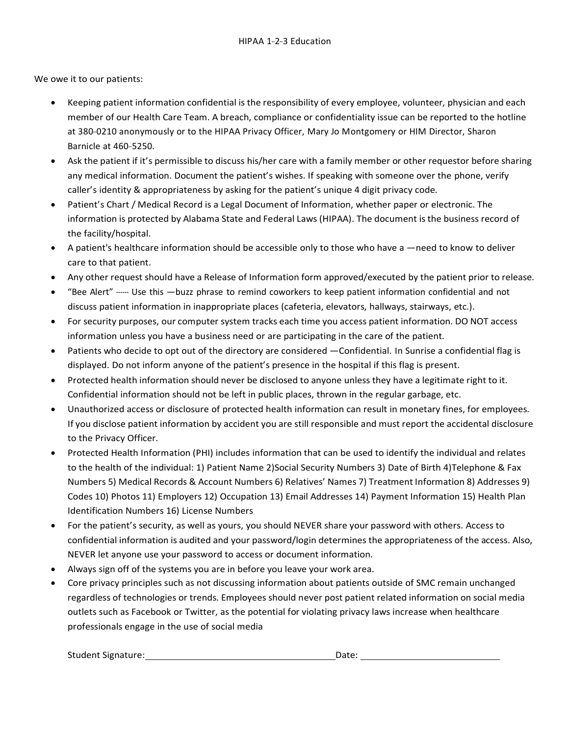HIPAA 1-2-3 Education

We owe it to our patients:

- Keeping patient information confidential is the responsibility of every employee, volunteer, physician and each member of our Health Care Team. A breach, compliance or confidentiality issue can be reported to the hotline at 380-0210 anonymously or to the HIPAA Privacy Officer, Mary Jo Montgomery or HIM Director, Sharon Barnicle at 460-5250.
- Ask the patient if it's permissible to discuss his/her care with a family member or other requestor before sharing any medical information. Document the patient's wishes. If speaking with someone over the phone, verify caller's identity & appropriateness by asking for the patient's unique 4 digit privacy code.
- Patient's Chart / Medical Record is a Legal Document of Information, whether paper or electronic. The information is protected by Alabama State and Federal Laws (HIPAA). The document is the business record of the facility/hospital.
- A patient's healthcare information should be accessible only to those who have a —need to know to deliver care to that patient.
- Any other request should have a Release of Information form approved/executed by the patient prior to release.
- "Bee Alert" ------ Use this —buzz phrase to remind coworkers to keep patient information confidential and not discuss patient information in inappropriate places (cafeteria, elevators, hallways, stairways, etc.).
- For security purposes, our computer system tracks each time you access patient information. DO NOT access information unless you have a business need or are participating in the care of the patient.
- Patients who decide to opt out of the directory are considered —Confidential. In Sunrise a confidential flag is displayed. Do not inform anyone of the patient's presence in the hospital if this flag is present.
- Protected health information should never be disclosed to anyone unless they have a legitimate right to it. Confidential information should not be left in public places, thrown in the regular garbage, etc.
- Unauthorized access or disclosure of protected health information can result in monetary fines, for employees. If you disclose patient information by accident you are still responsible and must report the accidental disclosure to the Privacy Officer.
- Protected Health Information (PHI) includes information that can be used to identify the individual and relates to the health of the individual: 1) Patient Name 2)Social Security Numbers 3) Date of Birth 4)Telephone & Fax Numbers 5) Medical Records & Account Numbers 6) Relatives' Names 7) Treatment Information 8) Addresses 9) Codes 10) Photos 11) Employers 12) Occupation 13) Email Addresses 14) Payment Information 15) Health Plan Identification Numbers 16) License Numbers
- For the patient's security, as well as yours, you should NEVER share your password with others. Access to confidential information is audited and your password/login determines the appropriateness of the access. Also, NEVER let anyone use your password to access or document information.
- Always sign off of the systems you are in before you leave your work area.
- Core privacy principles such as not discussing information about patients outside of SMC remain unchanged regardless of technologies or trends. Employees should never post patient related information on social media outlets such as Facebook or Twitter, as the potential for violating privacy laws increase when healthcare professionals engage in the use of social media

Student Signature:\_\_\_\_\_\_\_\_\_\_\_\_\_\_\_\_\_\_\_\_\_\_\_\_\_\_\_\_\_\_ Date: \_\_\_\_\_\_\_\_\_\_\_\_\_\_\_\_\_\_\_\_\_\_